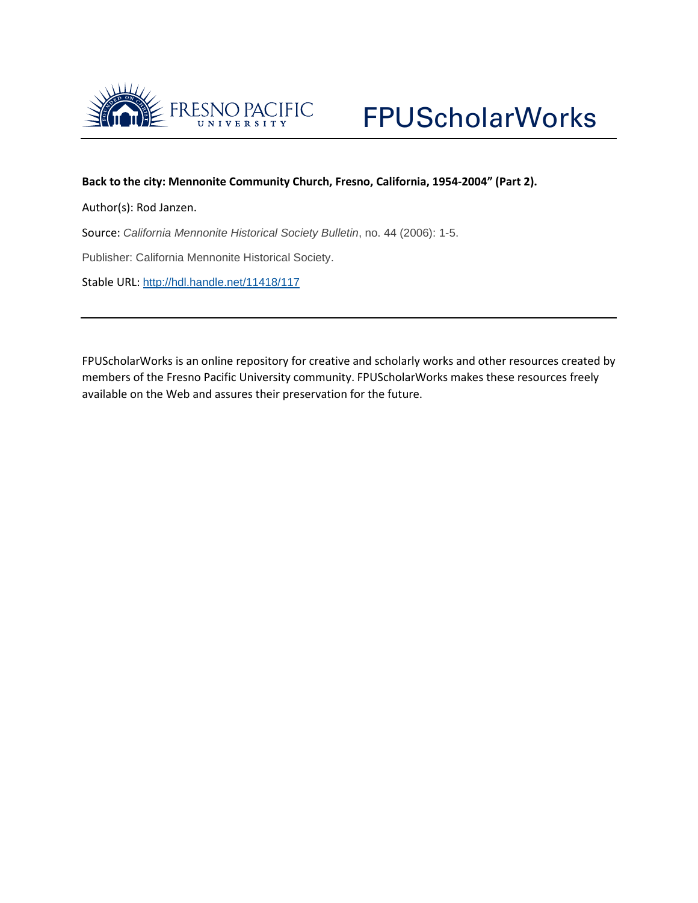FPUScholarWorks

**Back to the city: Mennonite Community Church, Fresno, California, 1954-2004" (Part 2).**

Author(s): Rod Janzen.

Source: *California Mennonite Historical Society Bulletin*, no. 44 (2006): 1-5.

Publisher: California Mennonite Historical Society.

Stable URL: http://hdl.handle.net/11418/117

---

FPUScholarWorks is an online repository for creative and scholarly works and other resources created by members of the Fresno Pacific University community. FPUScholarWorks makes these resources freely available on the Web and assures their preservation for the future.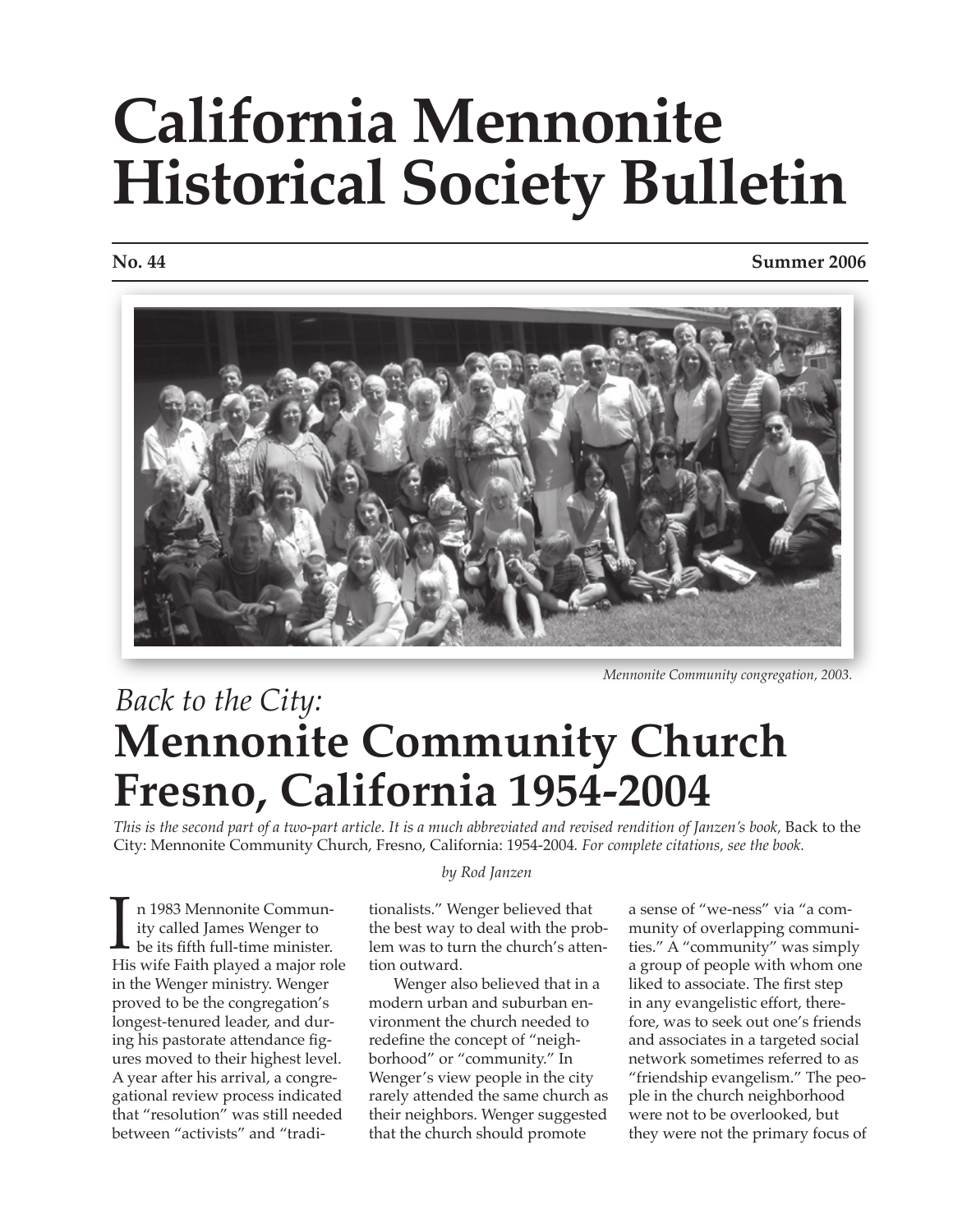# California Mennonite Historical Society Bulletin

**No. 44** **Summer 2006**

*Mennonite Community congregation, 2003.*

## *Back to the City:*
# Mennonite Community Church Fresno, California 1954-2004

*This is the second part of a two-part article. It is a much abbreviated and revised rendition of Janzen's book,* Back to the City: Mennonite Community Church, Fresno, California: 1954-2004*. For complete citations, see the book.*

*by Rod Janzen*

In 1983 Mennonite Community called James Wenger to be its fifth full-time minister. His wife Faith played a major role in the Wenger ministry. Wenger proved to be the congregation's longest-tenured leader, and during his pastorate attendance figures moved to their highest level. A year after his arrival, a congregational review process indicated that "resolution" was still needed between "activists" and "traditionalists." Wenger believed that the best way to deal with the problem was to turn the church's attention outward.

Wenger also believed that in a modern urban and suburban environment the church needed to redefine the concept of "neighborhood" or "community." In Wenger's view people in the city rarely attended the same church as their neighbors. Wenger suggested that the church should promote a sense of "we-ness" via "a community of overlapping communities." A "community" was simply a group of people with whom one liked to associate. The first step in any evangelistic effort, therefore, was to seek out one's friends and associates in a targeted social network sometimes referred to as "friendship evangelism." The people in the church neighborhood were not to be overlooked, but they were not the primary focus of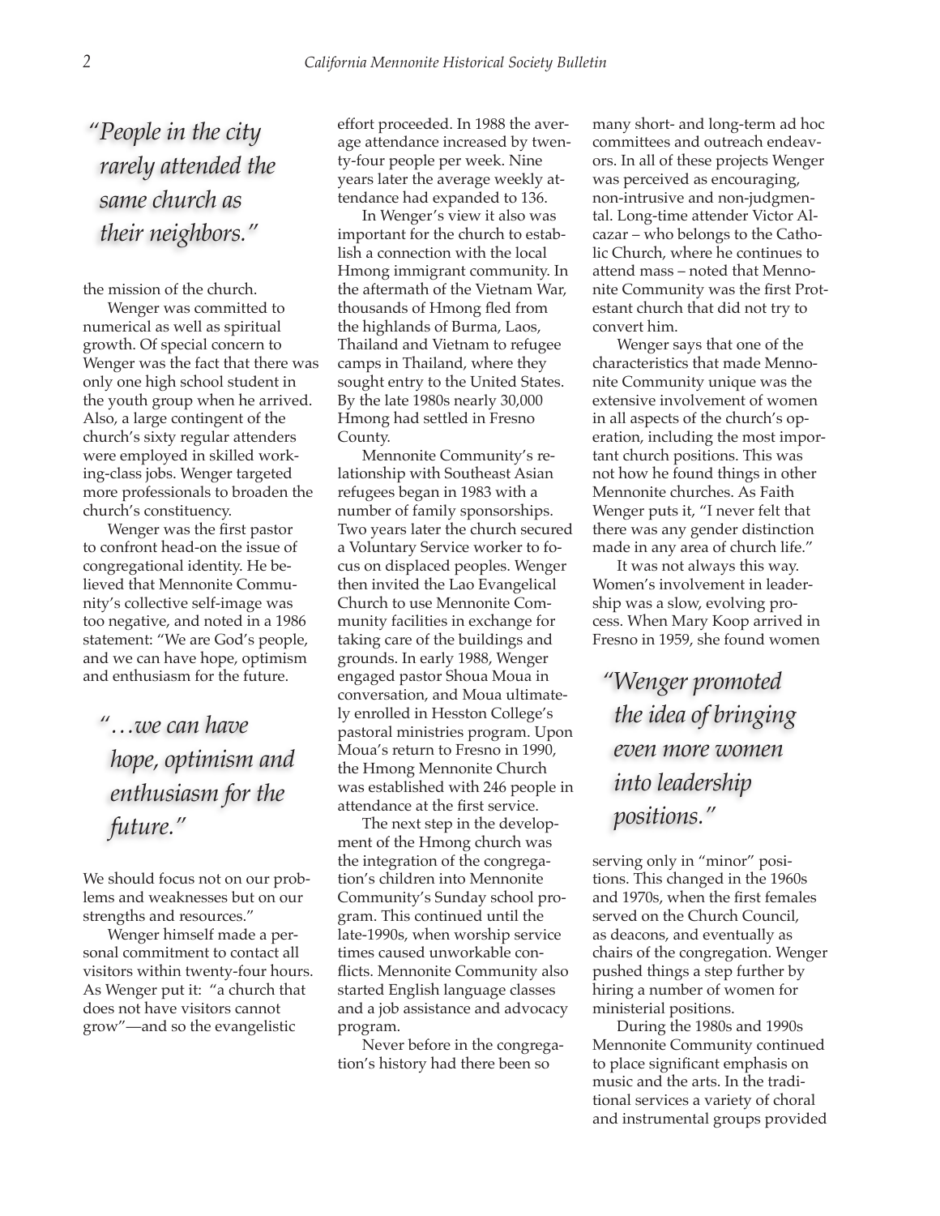*"People in the city rarely attended the same church as their neighbors."*

the mission of the church.

Wenger was committed to numerical as well as spiritual growth. Of special concern to Wenger was the fact that there was only one high school student in the youth group when he arrived. Also, a large contingent of the church's sixty regular attenders were employed in skilled working-class jobs. Wenger targeted more professionals to broaden the church's constituency.

Wenger was the first pastor to confront head-on the issue of congregational identity. He believed that Mennonite Community's collective self-image was too negative, and noted in a 1986 statement: "We are God's people, and we can have hope, optimism and enthusiasm for the future.

*"…we can have hope, optimism and enthusiasm for the future."*

We should focus not on our problems and weaknesses but on our strengths and resources."

Wenger himself made a personal commitment to contact all visitors within twenty-four hours. As Wenger put it: "a church that does not have visitors cannot grow"—and so the evangelistic effort proceeded. In 1988 the average attendance increased by twenty-four people per week. Nine years later the average weekly attendance had expanded to 136.

In Wenger's view it also was important for the church to establish a connection with the local Hmong immigrant community. In the aftermath of the Vietnam War, thousands of Hmong fled from the highlands of Burma, Laos, Thailand and Vietnam to refugee camps in Thailand, where they sought entry to the United States. By the late 1980s nearly 30,000 Hmong had settled in Fresno County.

Mennonite Community's relationship with Southeast Asian refugees began in 1983 with a number of family sponsorships. Two years later the church secured a Voluntary Service worker to focus on displaced peoples. Wenger then invited the Lao Evangelical Church to use Mennonite Community facilities in exchange for taking care of the buildings and grounds. In early 1988, Wenger engaged pastor Shoua Moua in conversation, and Moua ultimately enrolled in Hesston College's pastoral ministries program. Upon Moua's return to Fresno in 1990, the Hmong Mennonite Church was established with 246 people in attendance at the first service.

The next step in the development of the Hmong church was the integration of the congregation's children into Mennonite Community's Sunday school program. This continued until the late-1990s, when worship service times caused unworkable conflicts. Mennonite Community also started English language classes and a job assistance and advocacy program.

Never before in the congregation's history had there been so many short- and long-term ad hoc committees and outreach endeavors. In all of these projects Wenger was perceived as encouraging, non-intrusive and non-judgmental. Long-time attender Victor Alcazar – who belongs to the Catholic Church, where he continues to attend mass – noted that Mennonite Community was the first Protestant church that did not try to convert him.

Wenger says that one of the characteristics that made Mennonite Community unique was the extensive involvement of women in all aspects of the church's operation, including the most important church positions. This was not how he found things in other Mennonite churches. As Faith Wenger puts it, "I never felt that there was any gender distinction made in any area of church life."

It was not always this way. Women's involvement in leadership was a slow, evolving process. When Mary Koop arrived in Fresno in 1959, she found women

*"Wenger promoted the idea of bringing even more women into leadership positions."*

serving only in "minor" positions. This changed in the 1960s and 1970s, when the first females served on the Church Council, as deacons, and eventually as chairs of the congregation. Wenger pushed things a step further by hiring a number of women for ministerial positions.

During the 1980s and 1990s Mennonite Community continued to place significant emphasis on music and the arts. In the traditional services a variety of choral and instrumental groups provided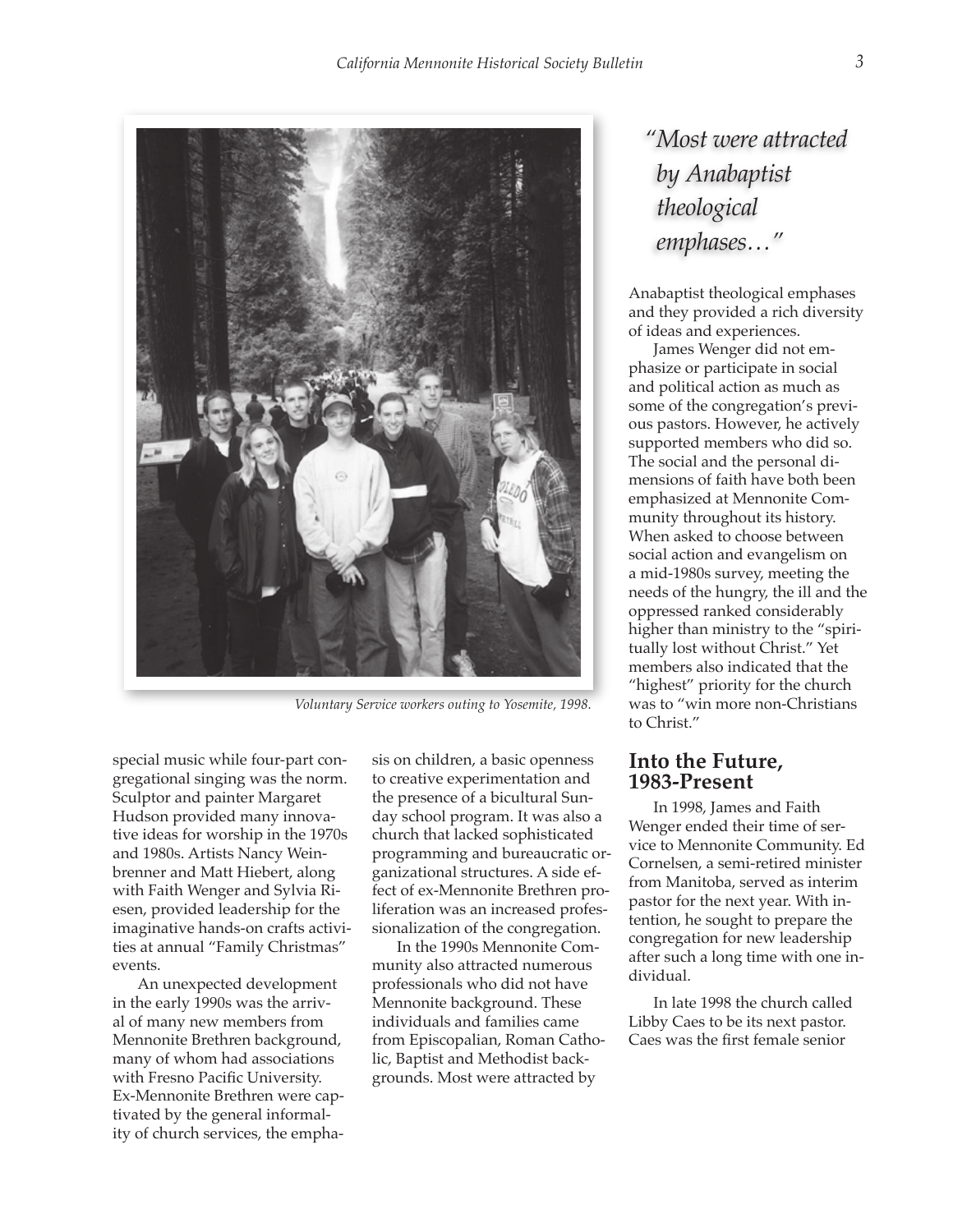Voluntary Service workers outing to Yosemite, 1998.

special music while four-part congregational singing was the norm. Sculptor and painter Margaret Hudson provided many innovative ideas for worship in the 1970s and 1980s. Artists Nancy Weinbrenner and Matt Hiebert, along with Faith Wenger and Sylvia Riesen, provided leadership for the imaginative hands-on crafts activities at annual "Family Christmas" events.

An unexpected development in the early 1990s was the arrival of many new members from Mennonite Brethren background, many of whom had associations with Fresno Pacific University. Ex-Mennonite Brethren were captivated by the general informality of church services, the emphasis on children, a basic openness to creative experimentation and the presence of a bicultural Sunday school program. It was also a church that lacked sophisticated programming and bureaucratic organizational structures. A side effect of ex-Mennonite Brethren proliferation was an increased professionalization of the congregation.

In the 1990s Mennonite Community also attracted numerous professionals who did not have Mennonite background. These individuals and families came from Episcopalian, Roman Catholic, Baptist and Methodist backgrounds. Most were attracted by Anabaptist theological emphases and they provided a rich diversity of ideas and experiences.

*"Most were attracted by Anabaptist theological emphases…"*

James Wenger did not emphasize or participate in social and political action as much as some of the congregation's previous pastors. However, he actively supported members who did so. The social and the personal dimensions of faith have both been emphasized at Mennonite Community throughout its history. When asked to choose between social action and evangelism on a mid-1980s survey, meeting the needs of the hungry, the ill and the oppressed ranked considerably higher than ministry to the "spiritually lost without Christ." Yet members also indicated that the "highest" priority for the church was to "win more non-Christians to Christ."

## Into the Future, 1983-Present

In 1998, James and Faith Wenger ended their time of service to Mennonite Community. Ed Cornelsen, a semi-retired minister from Manitoba, served as interim pastor for the next year. With intention, he sought to prepare the congregation for new leadership after such a long time with one individual.

In late 1998 the church called Libby Caes to be its next pastor. Caes was the first female senior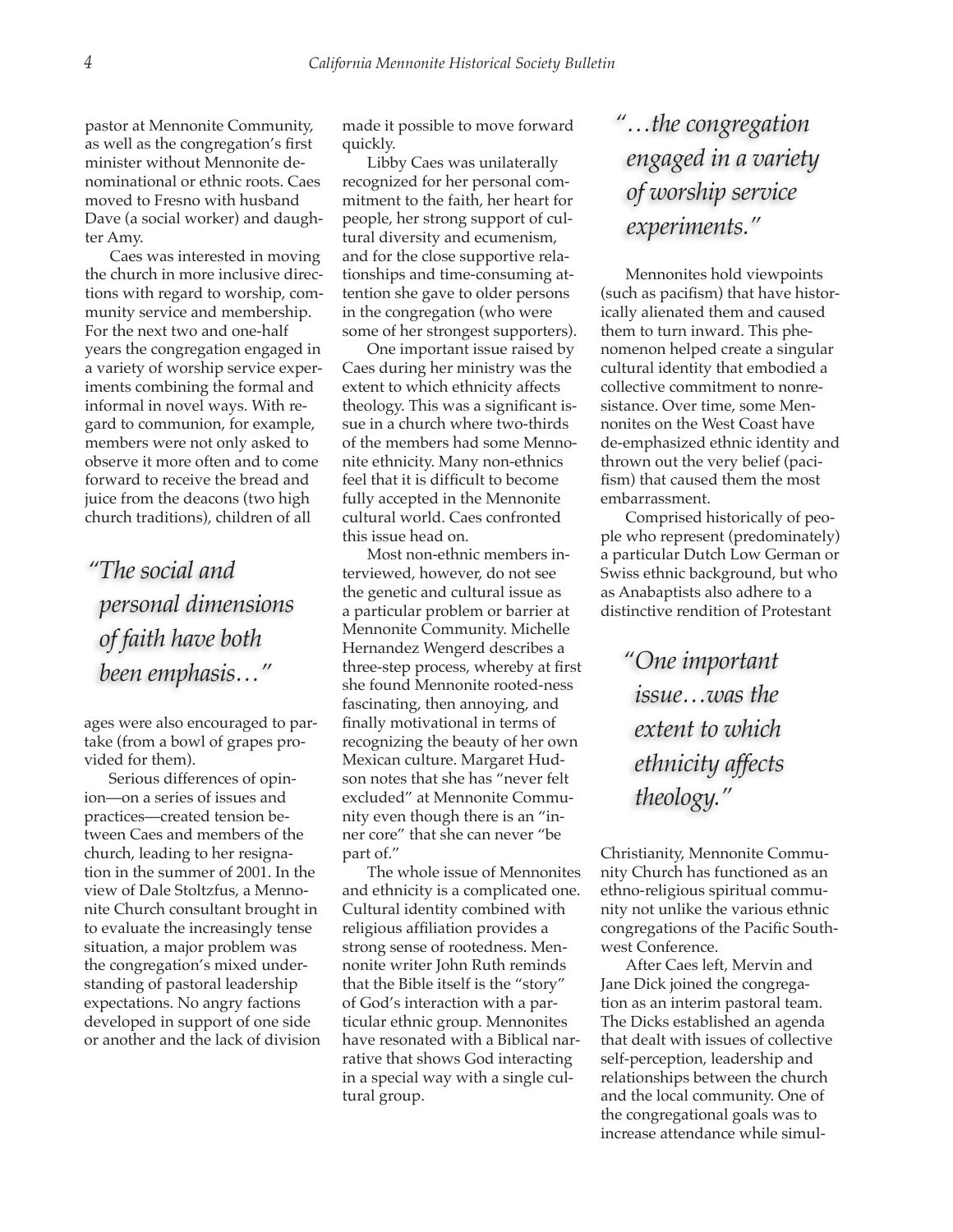pastor at Mennonite Community, as well as the congregation's first minister without Mennonite denominational or ethnic roots. Caes moved to Fresno with husband Dave (a social worker) and daughter Amy.

Caes was interested in moving the church in more inclusive directions with regard to worship, community service and membership. For the next two and one-half years the congregation engaged in a variety of worship service experiments combining the formal and informal in novel ways. With regard to communion, for example, members were not only asked to observe it more often and to come forward to receive the bread and juice from the deacons (two high church traditions), children of all ages were also encouraged to partake (from a bowl of grapes provided for them).

> *"The social and personal dimensions of faith have both been emphasis…"*

Serious differences of opinion—on a series of issues and practices—created tension between Caes and members of the church, leading to her resignation in the summer of 2001. In the view of Dale Stoltzfus, a Mennonite Church consultant brought in to evaluate the increasingly tense situation, a major problem was the congregation's mixed understanding of pastoral leadership expectations. No angry factions developed in support of one side or another and the lack of division made it possible to move forward quickly.

Libby Caes was unilaterally recognized for her personal commitment to the faith, her heart for people, her strong support of cultural diversity and ecumenism, and for the close supportive relationships and time-consuming attention she gave to older persons in the congregation (who were some of her strongest supporters).

One important issue raised by Caes during her ministry was the extent to which ethnicity affects theology. This was a significant issue in a church where two-thirds of the members had some Mennonite ethnicity. Many non-ethnics feel that it is difficult to become fully accepted in the Mennonite cultural world. Caes confronted this issue head on.

Most non-ethnic members interviewed, however, do not see the genetic and cultural issue as a particular problem or barrier at Mennonite Community. Michelle Hernandez Wengerd describes a three-step process, whereby at first she found Mennonite rooted-ness fascinating, then annoying, and finally motivational in terms of recognizing the beauty of her own Mexican culture. Margaret Hudson notes that she has "never felt excluded" at Mennonite Community even though there is an "inner core" that she can never "be part of."

The whole issue of Mennonites and ethnicity is a complicated one. Cultural identity combined with religious affiliation provides a strong sense of rootedness. Mennonite writer John Ruth reminds that the Bible itself is the "story" of God's interaction with a particular ethnic group. Mennonites have resonated with a Biblical narrative that shows God interacting in a special way with a single cultural group.

> *"…the congregation engaged in a variety of worship service experiments."*

Mennonites hold viewpoints (such as pacifism) that have historically alienated them and caused them to turn inward. This phenomenon helped create a singular cultural identity that embodied a collective commitment to nonresistance. Over time, some Mennonites on the West Coast have de-emphasized ethnic identity and thrown out the very belief (pacifism) that caused them the most embarrassment.

Comprised historically of people who represent (predominately) a particular Dutch Low German or Swiss ethnic background, but who as Anabaptists also adhere to a distinctive rendition of Protestant Christianity, Mennonite Community Church has functioned as an ethno-religious spiritual community not unlike the various ethnic congregations of the Pacific Southwest Conference.

> *"One important issue…was the extent to which ethnicity affects theology."*

After Caes left, Mervin and Jane Dick joined the congregation as an interim pastoral team. The Dicks established an agenda that dealt with issues of collective self-perception, leadership and relationships between the church and the local community. One of the congregational goals was to increase attendance while simul-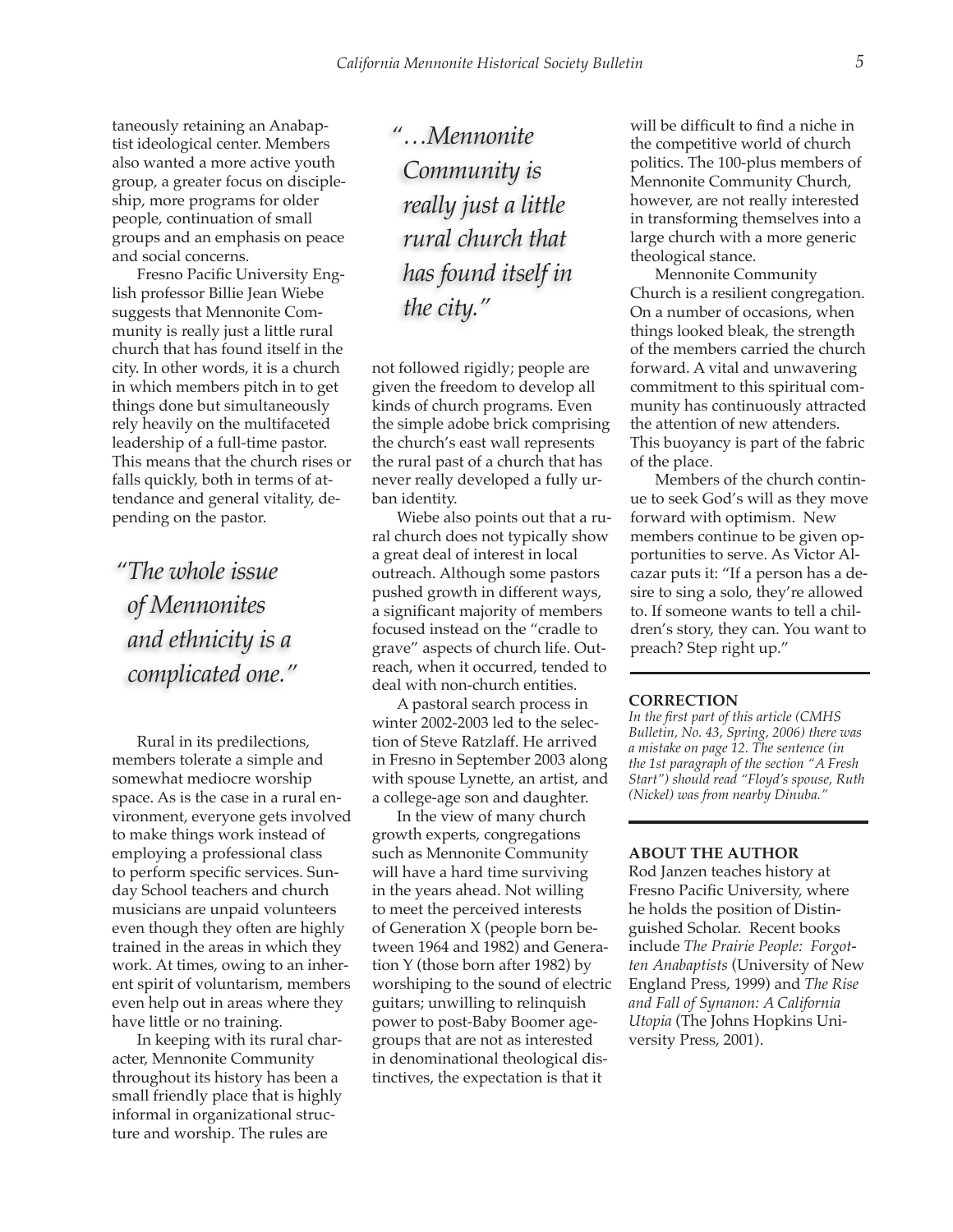taneously retaining an Anabaptist ideological center. Members also wanted a more active youth group, a greater focus on discipleship, more programs for older people, continuation of small groups and an emphasis on peace and social concerns.

Fresno Pacific University English professor Billie Jean Wiebe suggests that Mennonite Community is really just a little rural church that has found itself in the city. In other words, it is a church in which members pitch in to get things done but simultaneously rely heavily on the multifaceted leadership of a full-time pastor. This means that the church rises or falls quickly, both in terms of attendance and general vitality, depending on the pastor.

> *"The whole issue of Mennonites and ethnicity is a complicated one."*

Rural in its predilections, members tolerate a simple and somewhat mediocre worship space. As is the case in a rural environment, everyone gets involved to make things work instead of employing a professional class to perform specific services. Sunday School teachers and church musicians are unpaid volunteers even though they often are highly trained in the areas in which they work. At times, owing to an inherent spirit of voluntarism, members even help out in areas where they have little or no training.

In keeping with its rural character, Mennonite Community throughout its history has been a small friendly place that is highly informal in organizational structure and worship. The rules are

> *"…Mennonite Community is really just a little rural church that has found itself in the city."*

not followed rigidly; people are given the freedom to develop all kinds of church programs. Even the simple adobe brick comprising the church's east wall represents the rural past of a church that has never really developed a fully urban identity.

Wiebe also points out that a rural church does not typically show a great deal of interest in local outreach. Although some pastors pushed growth in different ways, a significant majority of members focused instead on the "cradle to grave" aspects of church life. Outreach, when it occurred, tended to deal with non-church entities.

A pastoral search process in winter 2002-2003 led to the selection of Steve Ratzlaff. He arrived in Fresno in September 2003 along with spouse Lynette, an artist, and a college-age son and daughter.

In the view of many church growth experts, congregations such as Mennonite Community will have a hard time surviving in the years ahead. Not willing to meet the perceived interests of Generation X (people born between 1964 and 1982) and Generation Y (those born after 1982) by worshiping to the sound of electric guitars; unwilling to relinquish power to post-Baby Boomer age-groups that are not as interested in denominational theological distinctives, the expectation is that it will be difficult to find a niche in the competitive world of church politics. The 100-plus members of Mennonite Community Church, however, are not really interested in transforming themselves into a large church with a more generic theological stance.

Mennonite Community Church is a resilient congregation. On a number of occasions, when things looked bleak, the strength of the members carried the church forward. A vital and unwavering commitment to this spiritual community has continuously attracted the attention of new attenders. This buoyancy is part of the fabric of the place.

Members of the church continue to seek God's will as they move forward with optimism. New members continue to be given opportunities to serve. As Victor Alcazar puts it: "If a person has a desire to sing a solo, they're allowed to. If someone wants to tell a children's story, they can. You want to preach? Step right up."

---

**CORRECTION**

*In the first part of this article (CMHS Bulletin, No. 43, Spring, 2006) there was a mistake on page 12. The sentence (in the 1st paragraph of the section "A Fresh Start") should read "Floyd's spouse, Ruth (Nickel) was from nearby Dinuba."*

---

**ABOUT THE AUTHOR**

Rod Janzen teaches history at Fresno Pacific University, where he holds the position of Distinguished Scholar. Recent books include *The Prairie People: Forgotten Anabaptists* (University of New England Press, 1999) and *The Rise and Fall of Synanon: A California Utopia* (The Johns Hopkins University Press, 2001).